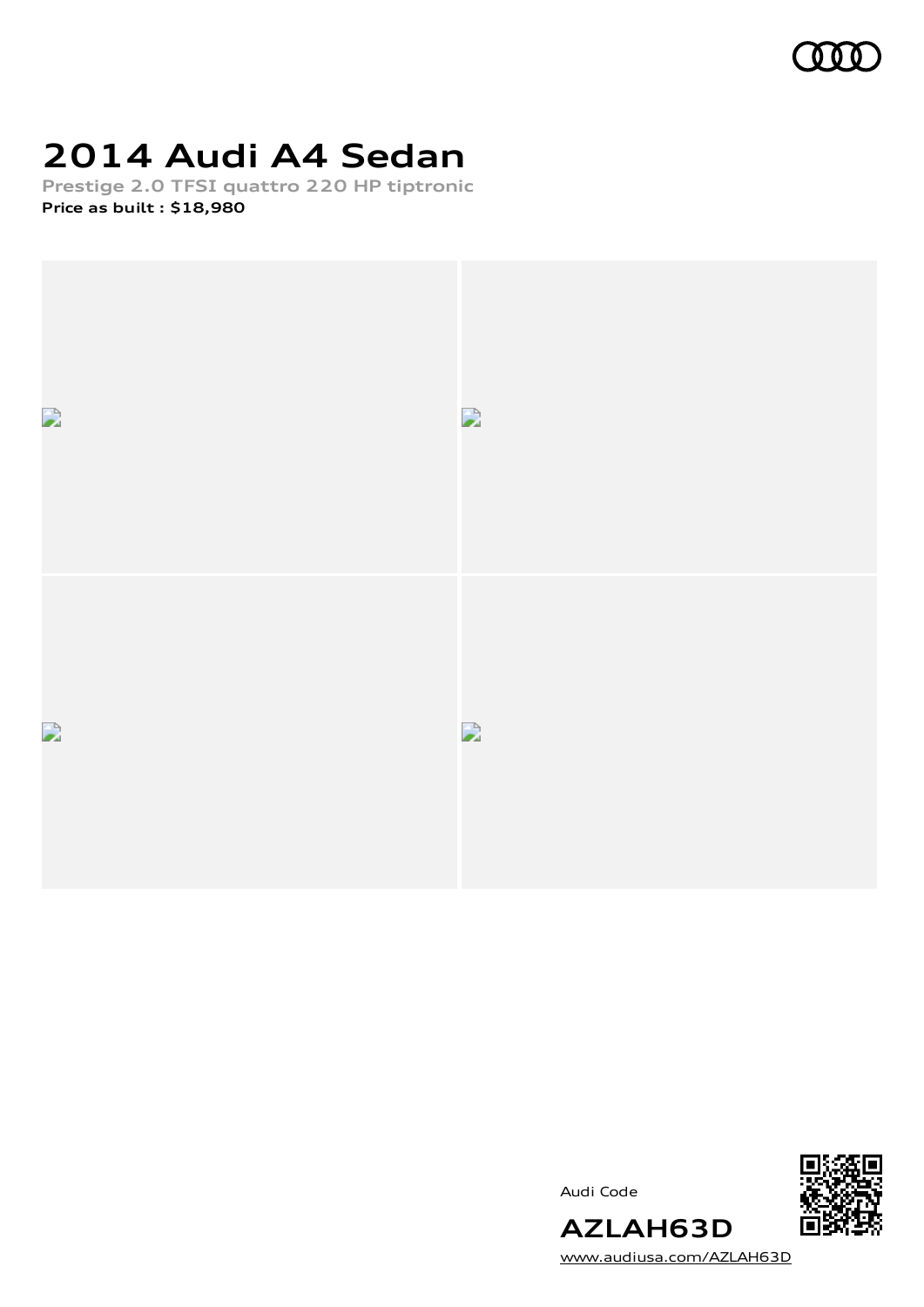# 2014 Audi A4 Sedan

Prestige 2.0 TFSI quattro 220 HP tiptronic

**Price as built : $18,980**

Audi Code

**AZLAH63D**

www.audiusa.com/AZLAH63D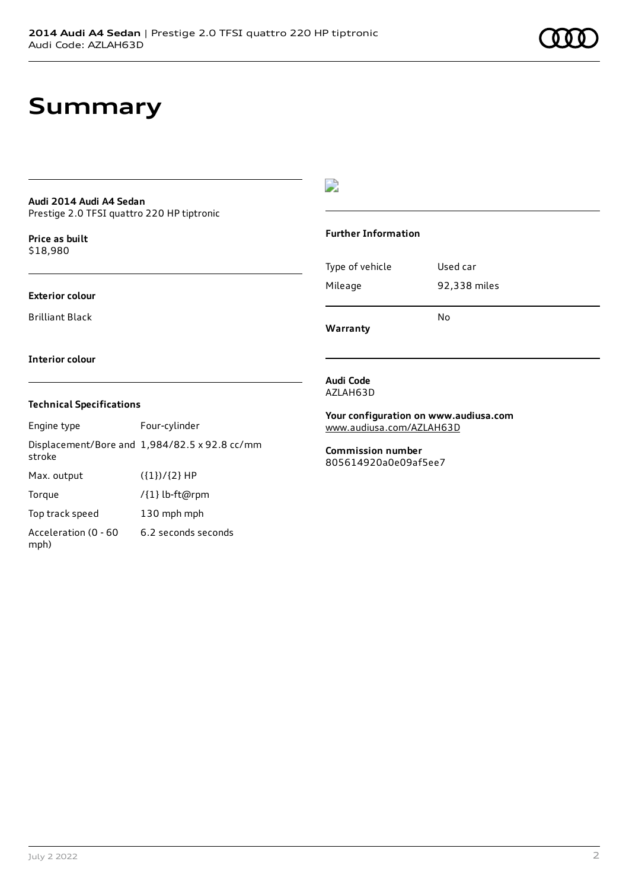# Summary

**Audi 2014 Audi A4 Sedan**
Prestige 2.0 TFSI quattro 220 HP tiptronic

**Price as built**
$18,980

**Exterior colour**

Brilliant Black

**Interior colour**

### Technical Specifications

| | |
|---|---|
| Engine type | Four-cylinder |
| Displacement/Bore and stroke | 1,984/82.5 x 92.8 cc/mm |
| Max. output | ({1})/{2} HP |
| Torque | /{1} lb-ft@rpm |
| Top track speed | 130 mph mph |
| Acceleration (0 - 60 mph) | 6.2 seconds seconds |

### Further Information

| | |
|---|---|
| Type of vehicle | Used car |
| Mileage | 92,338 miles |
| **Warranty** | No |

**Audi Code**
AZLAH63D

**Your configuration on www.audiusa.com**
www.audiusa.com/AZLAH63D

**Commission number**
805614920a0e09af5ee7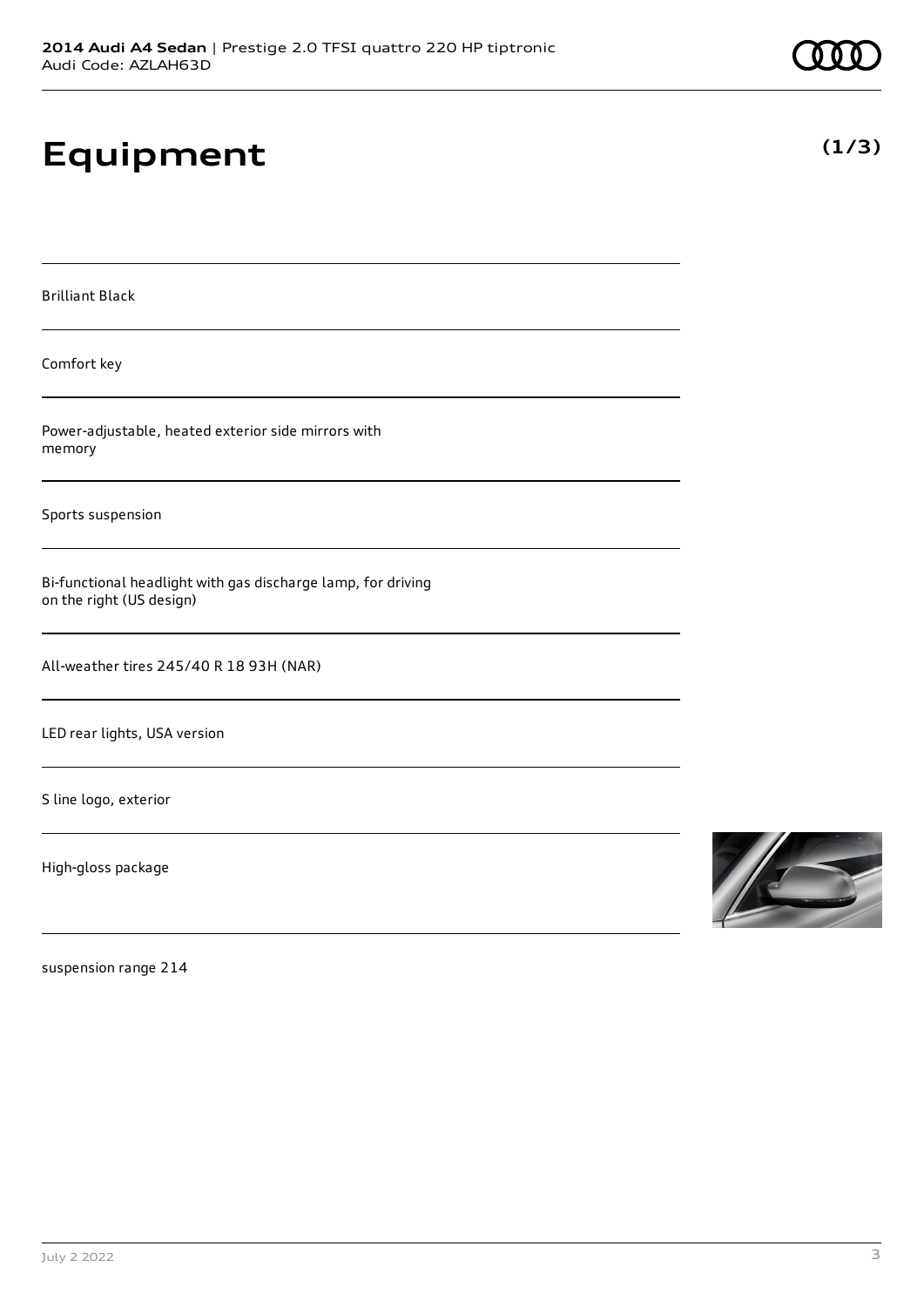# Equipment

**(1/3)**

Brilliant Black

Comfort key

Power-adjustable, heated exterior side mirrors with memory

Sports suspension

Bi-functional headlight with gas discharge lamp, for driving on the right (US design)

All-weather tires 245/40 R 18 93H (NAR)

LED rear lights, USA version

S line logo, exterior

High-gloss package

suspension range 214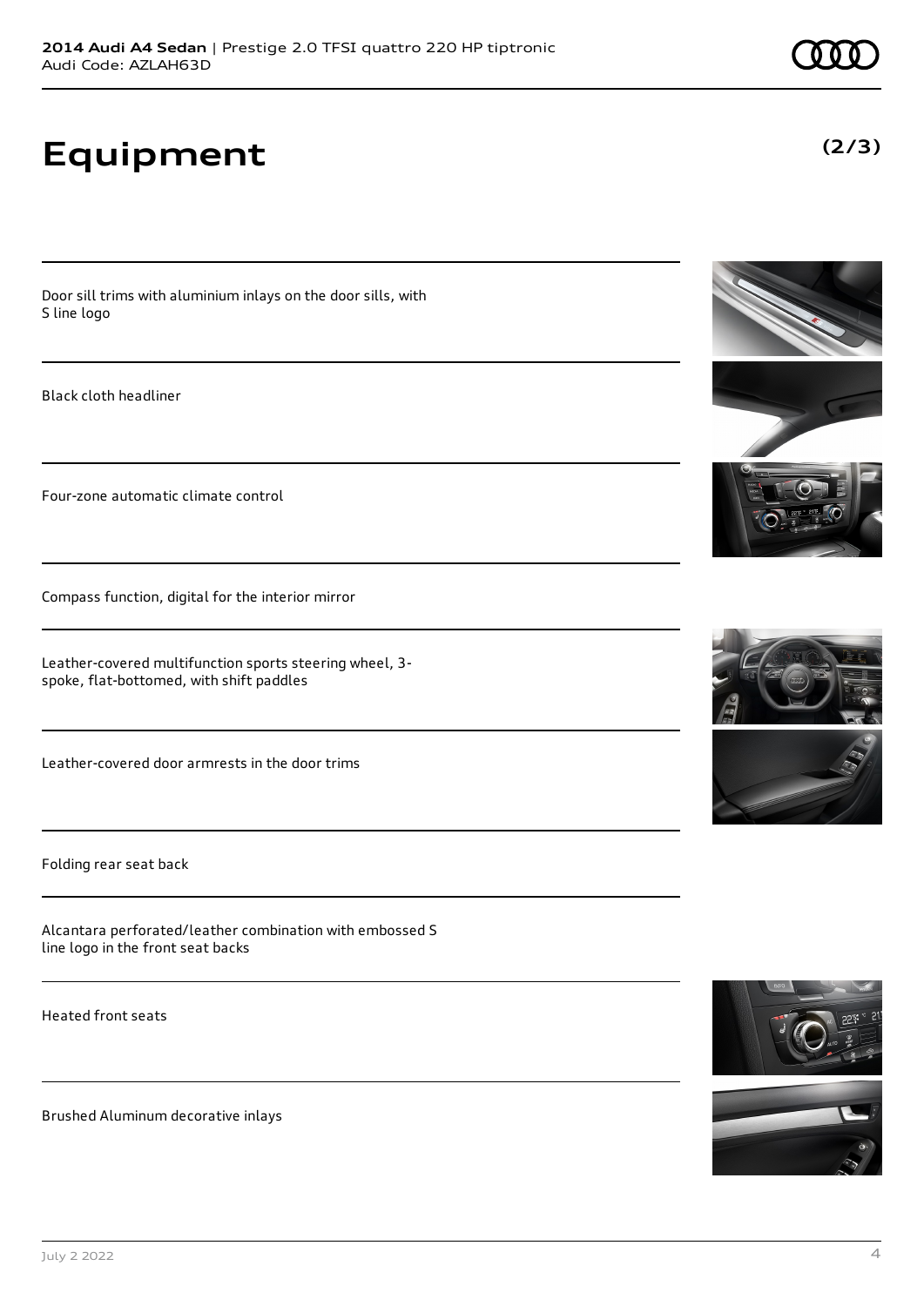# Equipment

**(2/3)**

Door sill trims with aluminium inlays on the door sills, with S line logo

Black cloth headliner

Four-zone automatic climate control

Compass function, digital for the interior mirror

Leather-covered multifunction sports steering wheel, 3-spoke, flat-bottomed, with shift paddles

Leather-covered door armrests in the door trims

Folding rear seat back

Alcantara perforated/leather combination with embossed S line logo in the front seat backs

Heated front seats

Brushed Aluminum decorative inlays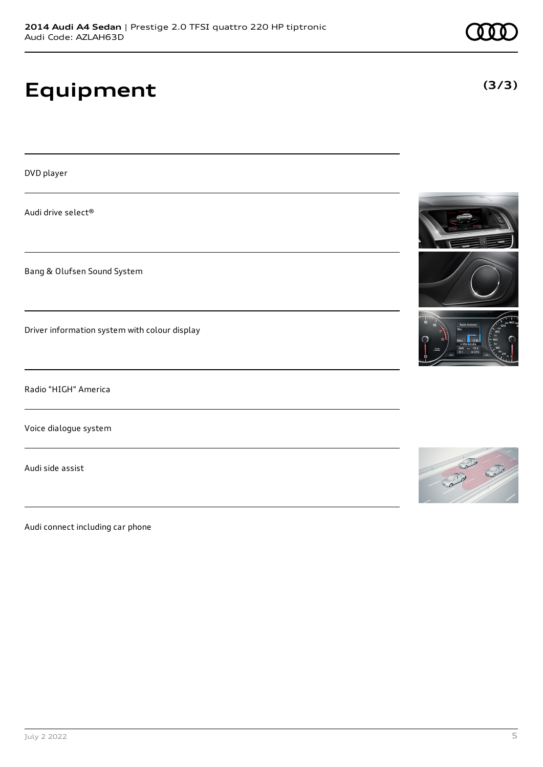# Equipment

**(3/3)**

DVD player

Audi drive select®

Bang & Olufsen Sound System

Driver information system with colour display

Radio "HIGH" America

Voice dialogue system

Audi side assist

Audi connect including car phone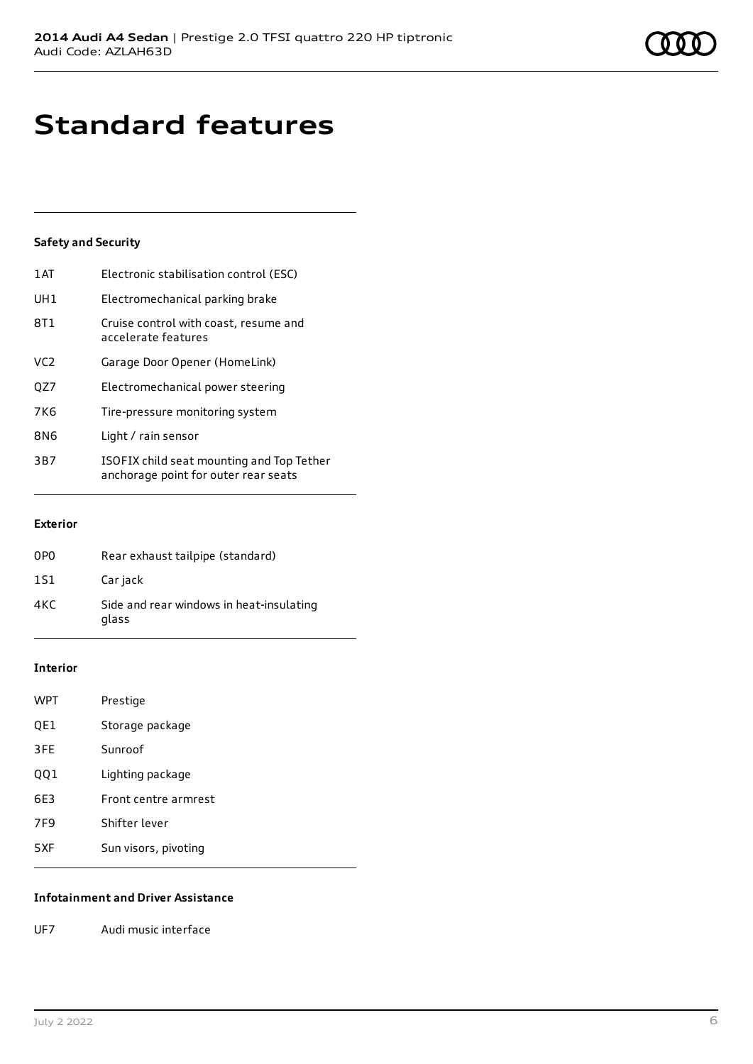# Standard features

### Safety and Security

| | |
|---|---|
| 1AT | Electronic stabilisation control (ESC) |
| UH1 | Electromechanical parking brake |
| 8T1 | Cruise control with coast, resume and accelerate features |
| VC2 | Garage Door Opener (HomeLink) |
| QZ7 | Electromechanical power steering |
| 7K6 | Tire-pressure monitoring system |
| 8N6 | Light / rain sensor |
| 3B7 | ISOFIX child seat mounting and Top Tether anchorage point for outer rear seats |

### Exterior

| | |
|---|---|
| 0P0 | Rear exhaust tailpipe (standard) |
| 1S1 | Car jack |
| 4KC | Side and rear windows in heat-insulating glass |

### Interior

| | |
|---|---|
| WPT | Prestige |
| QE1 | Storage package |
| 3FE | Sunroof |
| QQ1 | Lighting package |
| 6E3 | Front centre armrest |
| 7F9 | Shifter lever |
| 5XF | Sun visors, pivoting |

### Infotainment and Driver Assistance

| | |
|---|---|
| UF7 | Audi music interface |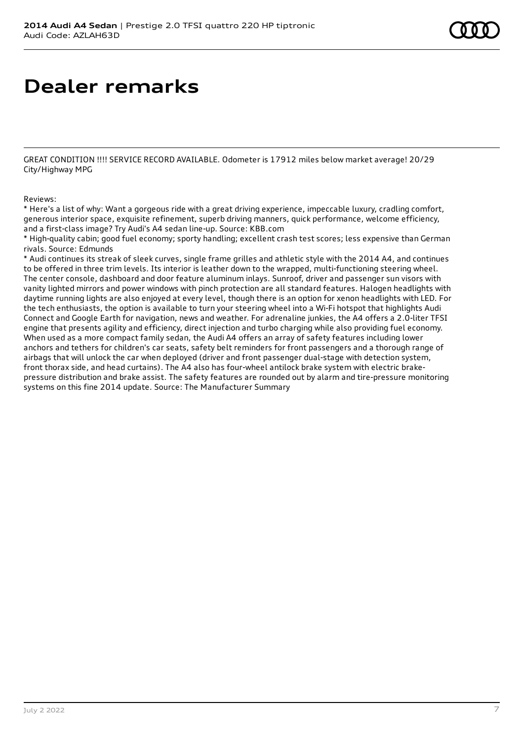# Dealer remarks

GREAT CONDITION !!!! SERVICE RECORD AVAILABLE. Odometer is 17912 miles below market average! 20/29 City/Highway MPG

Reviews:

* Here's a list of why: Want a gorgeous ride with a great driving experience, impeccable luxury, cradling comfort, generous interior space, exquisite refinement, superb driving manners, quick performance, welcome efficiency, and a first-class image? Try Audi's A4 sedan line-up. Source: KBB.com
* High-quality cabin; good fuel economy; sporty handling; excellent crash test scores; less expensive than German rivals. Source: Edmunds
* Audi continues its streak of sleek curves, single frame grilles and athletic style with the 2014 A4, and continues to be offered in three trim levels. Its interior is leather down to the wrapped, multi-functioning steering wheel. The center console, dashboard and door feature aluminum inlays. Sunroof, driver and passenger sun visors with vanity lighted mirrors and power windows with pinch protection are all standard features. Halogen headlights with daytime running lights are also enjoyed at every level, though there is an option for xenon headlights with LED. For the tech enthusiasts, the option is available to turn your steering wheel into a Wi-Fi hotspot that highlights Audi Connect and Google Earth for navigation, news and weather. For adrenaline junkies, the A4 offers a 2.0-liter TFSI engine that presents agility and efficiency, direct injection and turbo charging while also providing fuel economy. When used as a more compact family sedan, the Audi A4 offers an array of safety features including lower anchors and tethers for children's car seats, safety belt reminders for front passengers and a thorough range of airbags that will unlock the car when deployed (driver and front passenger dual-stage with detection system, front thorax side, and head curtains). The A4 also has four-wheel antilock brake system with electric brake-pressure distribution and brake assist. The safety features are rounded out by alarm and tire-pressure monitoring systems on this fine 2014 update. Source: The Manufacturer Summary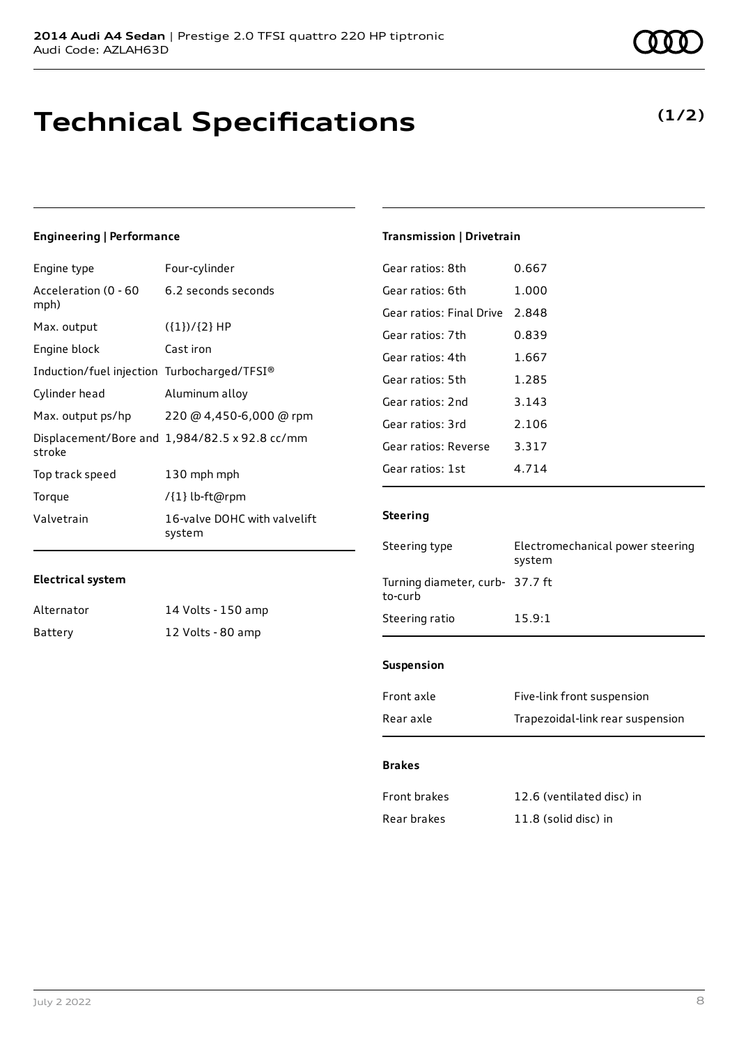# Technical Specifications

**(1/2)**

### Engineering | Performance

| | |
|---|---|
| Engine type | Four-cylinder |
| Acceleration (0 - 60 mph) | 6.2 seconds seconds |
| Max. output | ({1})/{2} HP |
| Engine block | Cast iron |
| Induction/fuel injection | Turbocharged/TFSI® |
| Cylinder head | Aluminum alloy |
| Max. output ps/hp | 220 @ 4,450-6,000 @ rpm |
| Displacement/Bore and stroke | 1,984/82.5 x 92.8 cc/mm |
| Top track speed | 130 mph mph |
| Torque | /{1} lb-ft@rpm |
| Valvetrain | 16-valve DOHC with valvelift system |

### Electrical system

| | |
|---|---|
| Alternator | 14 Volts - 150 amp |
| Battery | 12 Volts - 80 amp |

### Transmission | Drivetrain

| | |
|---|---|
| Gear ratios: 8th | 0.667 |
| Gear ratios: 6th | 1.000 |
| Gear ratios: Final Drive | 2.848 |
| Gear ratios: 7th | 0.839 |
| Gear ratios: 4th | 1.667 |
| Gear ratios: 5th | 1.285 |
| Gear ratios: 2nd | 3.143 |
| Gear ratios: 3rd | 2.106 |
| Gear ratios: Reverse | 3.317 |
| Gear ratios: 1st | 4.714 |

### Steering

| | |
|---|---|
| Steering type | Electromechanical power steering system |
| Turning diameter, curb-to-curb | 37.7 ft |
| Steering ratio | 15.9:1 |

### Suspension

| | |
|---|---|
| Front axle | Five-link front suspension |
| Rear axle | Trapezoidal-link rear suspension |

### Brakes

| | |
|---|---|
| Front brakes | 12.6 (ventilated disc) in |
| Rear brakes | 11.8 (solid disc) in |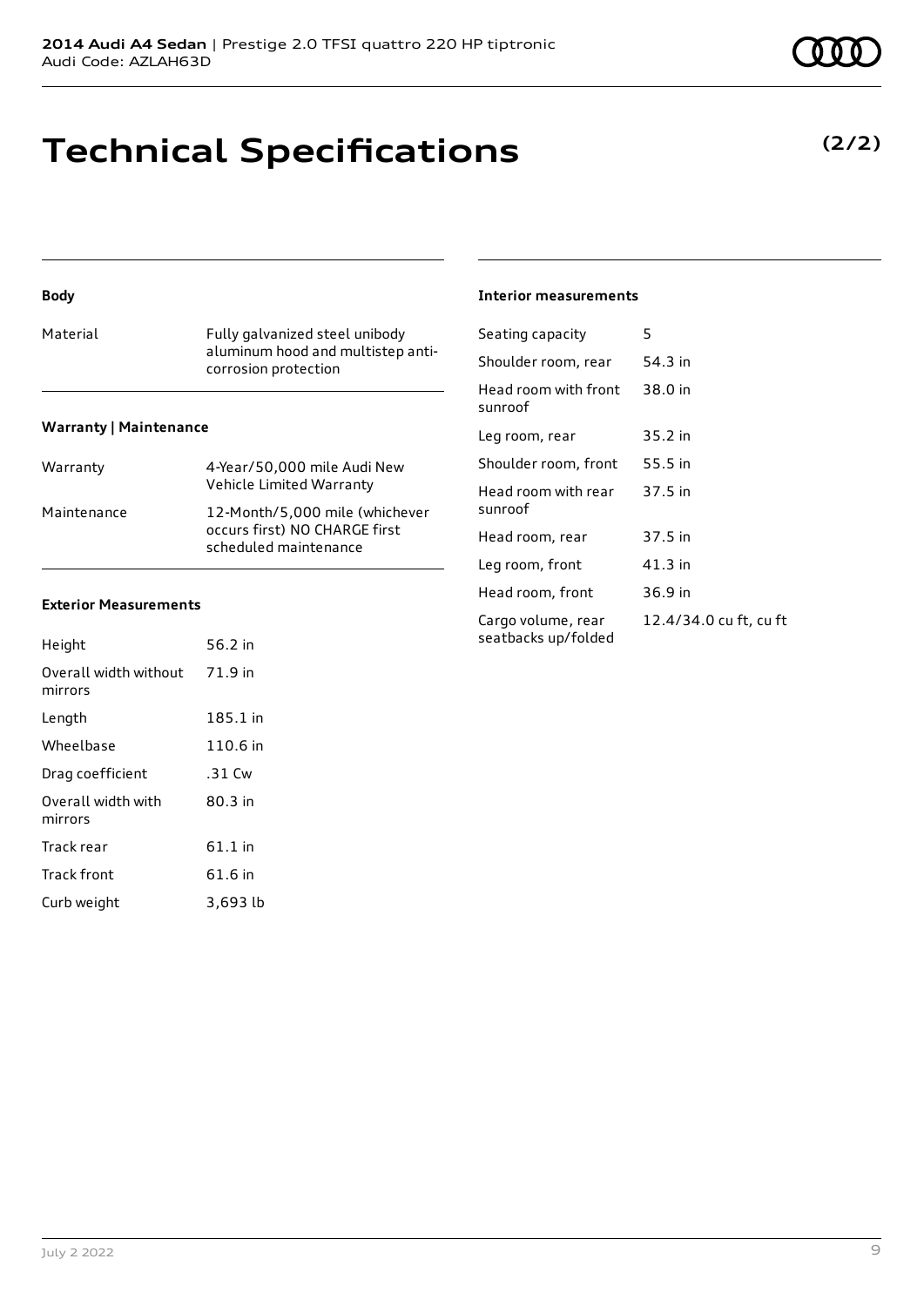# Technical Specifications

**(2/2)**

### Body

| | |
|---|---|
| Material | Fully galvanized steel unibody aluminum hood and multistep anti-corrosion protection |

### Warranty | Maintenance

| | |
|---|---|
| Warranty | 4-Year/50,000 mile Audi New Vehicle Limited Warranty |
| Maintenance | 12-Month/5,000 mile (whichever occurs first) NO CHARGE first scheduled maintenance |

### Exterior Measurements

| | |
|---|---|
| Height | 56.2 in |
| Overall width without mirrors | 71.9 in |
| Length | 185.1 in |
| Wheelbase | 110.6 in |
| Drag coefficient | .31 Cw |
| Overall width with mirrors | 80.3 in |
| Track rear | 61.1 in |
| Track front | 61.6 in |
| Curb weight | 3,693 lb |

### Interior measurements

| | |
|---|---|
| Seating capacity | 5 |
| Shoulder room, rear | 54.3 in |
| Head room with front sunroof | 38.0 in |
| Leg room, rear | 35.2 in |
| Shoulder room, front | 55.5 in |
| Head room with rear sunroof | 37.5 in |
| Head room, rear | 37.5 in |
| Leg room, front | 41.3 in |
| Head room, front | 36.9 in |
| Cargo volume, rear seatbacks up/folded | 12.4/34.0 cu ft, cu ft |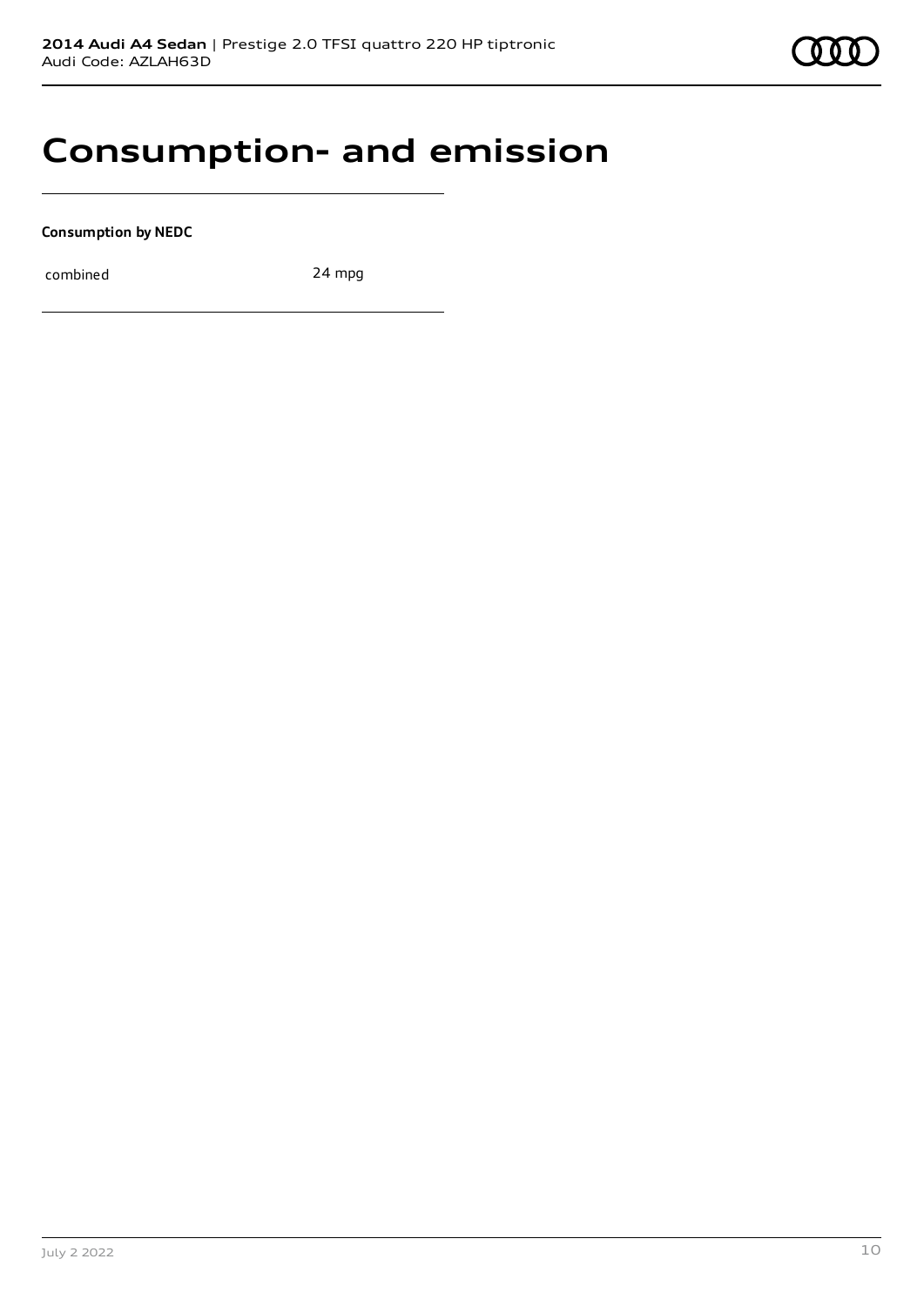# Consumption- and emission

**Consumption by NEDC**

| combined | 24 mpg |
| --- | --- |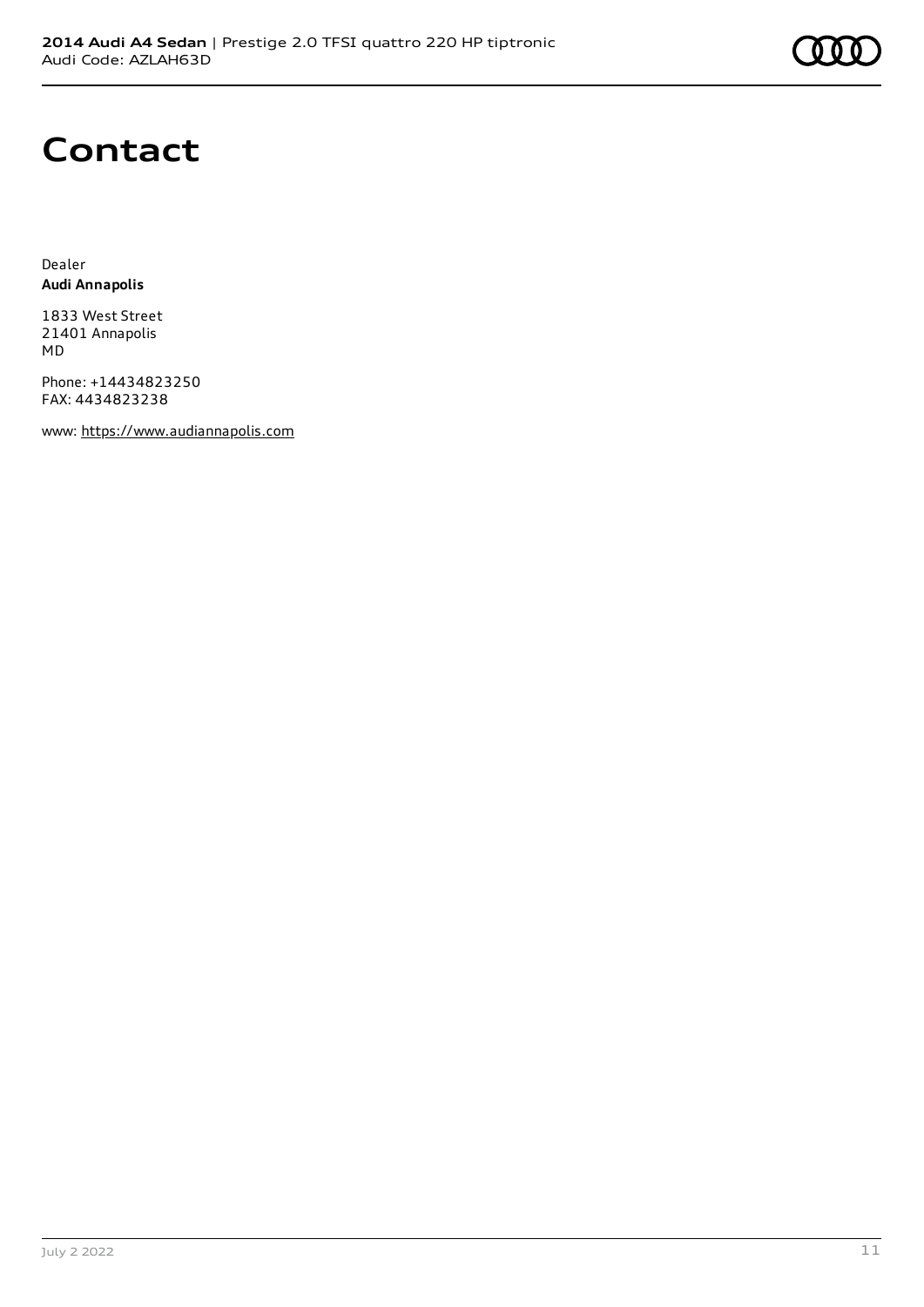# Contact

Dealer
**Audi Annapolis**

1833 West Street
21401 Annapolis
MD

Phone: +14434823250
FAX: 4434823238

www: https://www.audiannapolis.com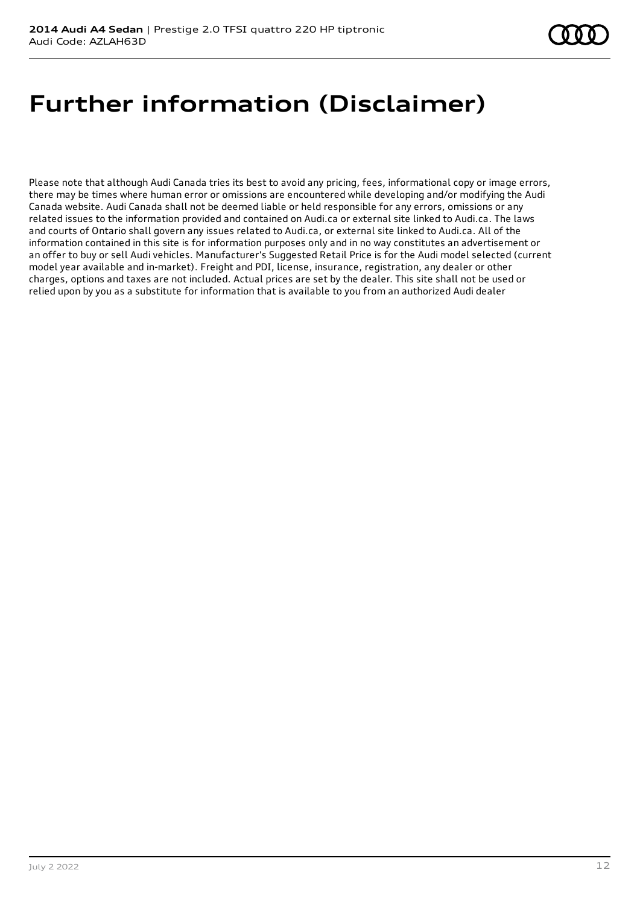# Further information (Disclaimer)

Please note that although Audi Canada tries its best to avoid any pricing, fees, informational copy or image errors, there may be times where human error or omissions are encountered while developing and/or modifying the Audi Canada website. Audi Canada shall not be deemed liable or held responsible for any errors, omissions or any related issues to the information provided and contained on Audi.ca or external site linked to Audi.ca. The laws and courts of Ontario shall govern any issues related to Audi.ca, or external site linked to Audi.ca. All of the information contained in this site is for information purposes only and in no way constitutes an advertisement or an offer to buy or sell Audi vehicles. Manufacturer's Suggested Retail Price is for the Audi model selected (current model year available and in-market). Freight and PDI, license, insurance, registration, any dealer or other charges, options and taxes are not included. Actual prices are set by the dealer. This site shall not be used or relied upon by you as a substitute for information that is available to you from an authorized Audi dealer